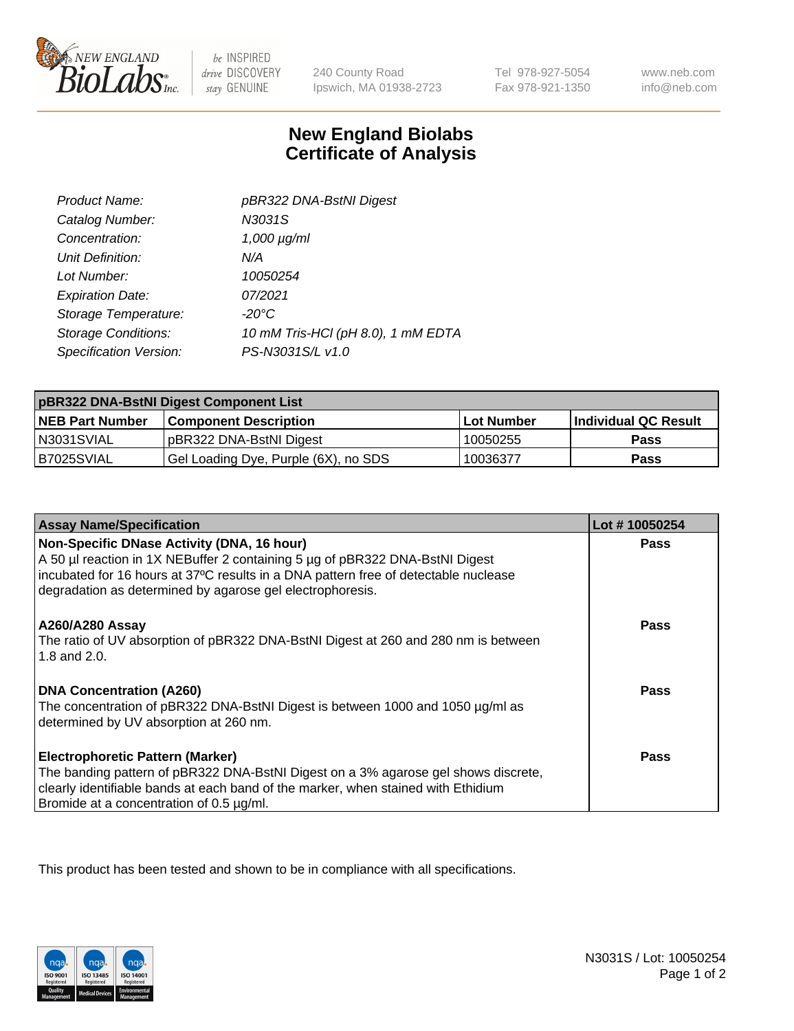# New England Biolabs
## Certificate of Analysis

| | |
|---|---|
| *Product Name:* | *pBR322 DNA-BstNI Digest* |
| *Catalog Number:* | *N3031S* |
| *Concentration:* | *1,000 µg/ml* |
| *Unit Definition:* | *N/A* |
| *Lot Number:* | *10050254* |
| *Expiration Date:* | *07/2021* |
| *Storage Temperature:* | *-20°C* |
| *Storage Conditions:* | *10 mM Tris-HCl (pH 8.0), 1 mM EDTA* |
| *Specification Version:* | *PS-N3031S/L v1.0* |

| pBR322 DNA-BstNI Digest Component List | | | |
|---|---|---|---|
| **NEB Part Number** | **Component Description** | **Lot Number** | **Individual QC Result** |
| N3031SVIAL | pBR322 DNA-BstNI Digest | 10050255 | **Pass** |
| B7025SVIAL | Gel Loading Dye, Purple (6X), no SDS | 10036377 | **Pass** |

| Assay Name/Specification | Lot # 10050254 |
|---|---|
| **Non-Specific DNase Activity (DNA, 16 hour)** A 50 µl reaction in 1X NEBuffer 2 containing 5 µg of pBR322 DNA-BstNI Digest incubated for 16 hours at 37ºC results in a DNA pattern free of detectable nuclease degradation as determined by agarose gel electrophoresis. | **Pass** |
| **A260/A280 Assay** The ratio of UV absorption of pBR322 DNA-BstNI Digest at 260 and 280 nm is between 1.8 and 2.0. | **Pass** |
| **DNA Concentration (A260)** The concentration of pBR322 DNA-BstNI Digest is between 1000 and 1050 µg/ml as determined by UV absorption at 260 nm. | **Pass** |
| **Electrophoretic Pattern (Marker)** The banding pattern of pBR322 DNA-BstNI Digest on a 3% agarose gel shows discrete, clearly identifiable bands at each band of the marker, when stained with Ethidium Bromide at a concentration of 0.5 µg/ml. | **Pass** |

This product has been tested and shown to be in compliance with all specifications.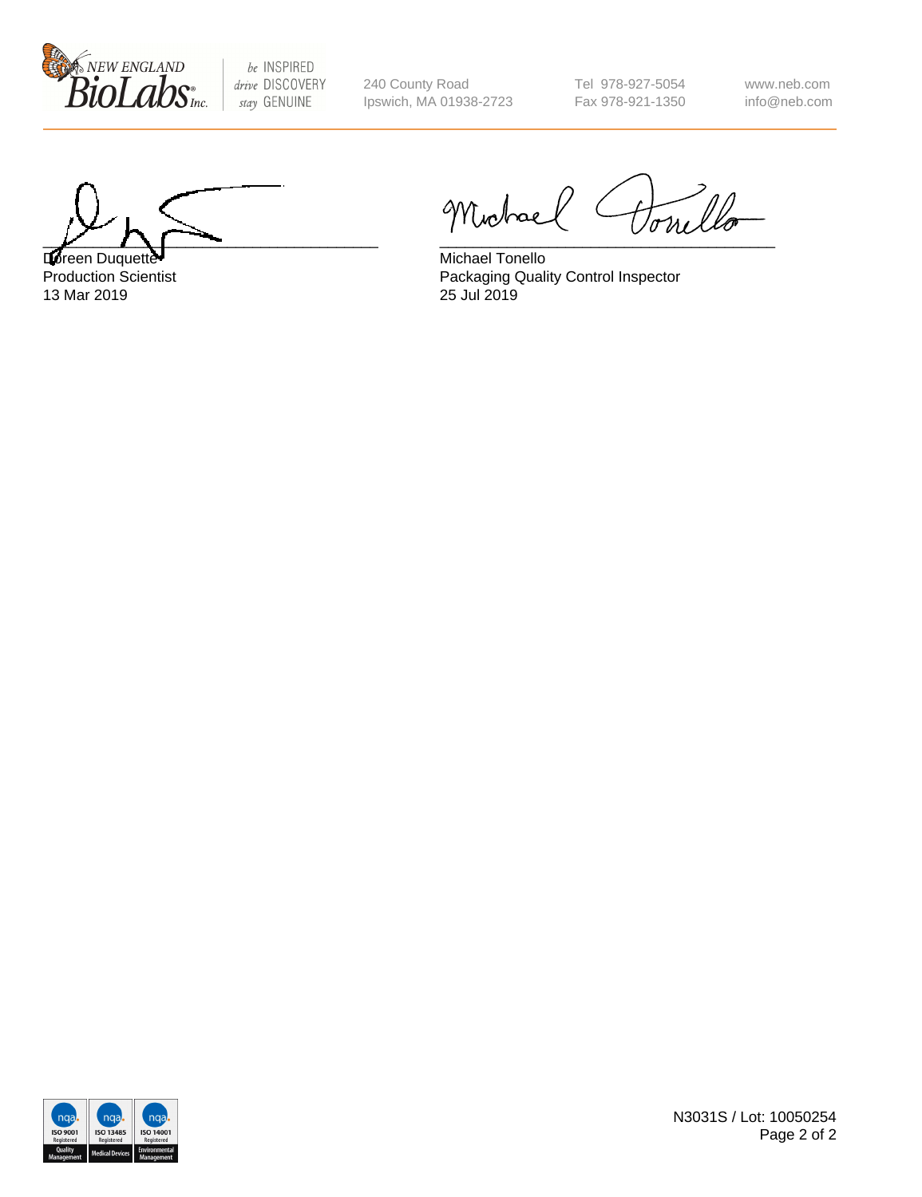Doreen Duquette
Production Scientist
13 Mar 2019

Michael Tonello
Packaging Quality Control Inspector
25 Jul 2019

N3031S / Lot: 10050254